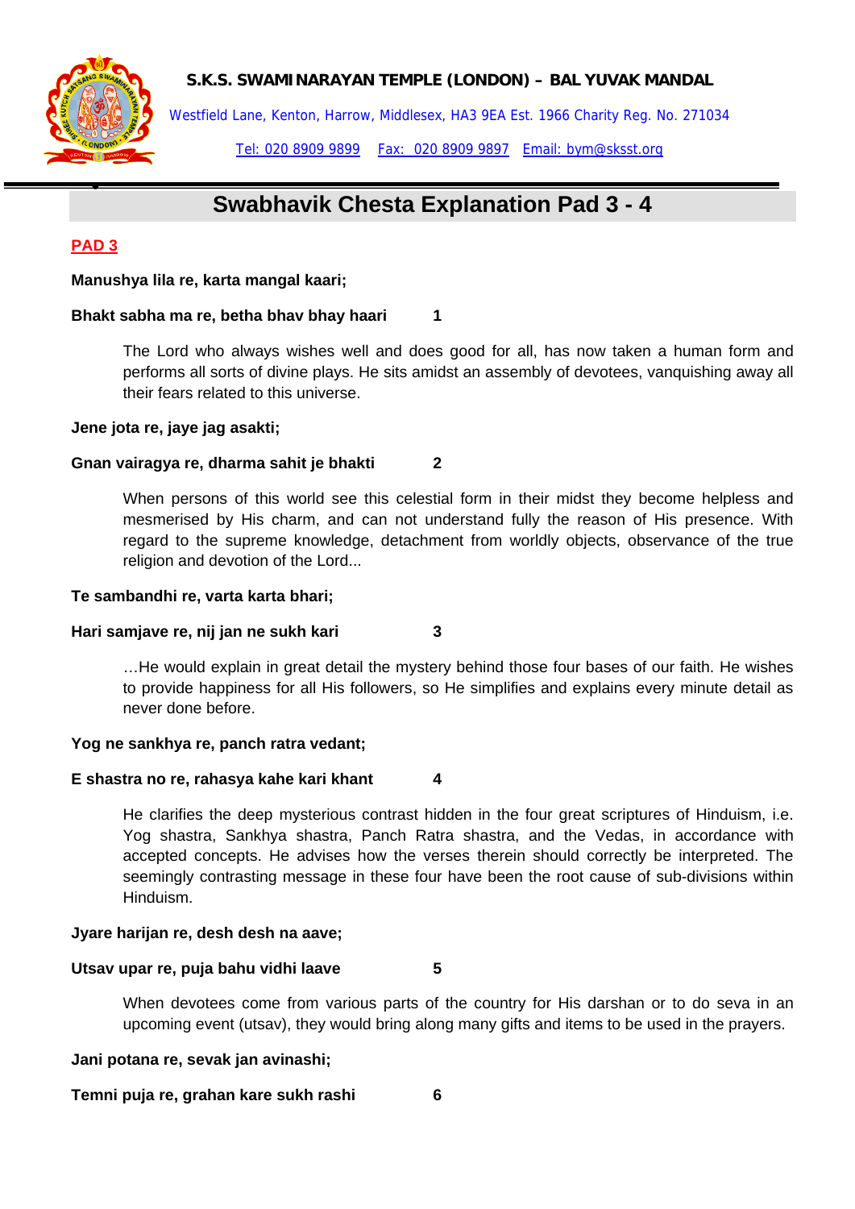**S.K.S. SWAMINARAYAN TEMPLE (LONDON) – BAL YUVAK MANDAL**

Westfield Lane, Kenton, Harrow, Middlesex, HA3 9EA Est. 1966 Charity Reg. No. 271034

Tel: 020 8909 9899 Fax: 020 8909 9897 Email: bym@sksst.org

# Swabhavik Chesta Explanation Pad 3 - 4

## PAD 3

**Manushya lila re, karta mangal kaari;**

**Bhakt sabha ma re, betha bhav bhay haari 1**

The Lord who always wishes well and does good for all, has now taken a human form and performs all sorts of divine plays. He sits amidst an assembly of devotees, vanquishing away all their fears related to this universe.

**Jene jota re, jaye jag asakti;**

**Gnan vairagya re, dharma sahit je bhakti 2**

When persons of this world see this celestial form in their midst they become helpless and mesmerised by His charm, and can not understand fully the reason of His presence. With regard to the supreme knowledge, detachment from worldly objects, observance of the true religion and devotion of the Lord...

**Te sambandhi re, varta karta bhari;**

**Hari samjave re, nij jan ne sukh kari 3**

…He would explain in great detail the mystery behind those four bases of our faith. He wishes to provide happiness for all His followers, so He simplifies and explains every minute detail as never done before.

**Yog ne sankhya re, panch ratra vedant;**

**E shastra no re, rahasya kahe kari khant 4**

He clarifies the deep mysterious contrast hidden in the four great scriptures of Hinduism, i.e. Yog shastra, Sankhya shastra, Panch Ratra shastra, and the Vedas, in accordance with accepted concepts. He advises how the verses therein should correctly be interpreted. The seemingly contrasting message in these four have been the root cause of sub-divisions within Hinduism.

**Jyare harijan re, desh desh na aave;**

**Utsav upar re, puja bahu vidhi laave 5**

When devotees come from various parts of the country for His darshan or to do seva in an upcoming event (utsav), they would bring along many gifts and items to be used in the prayers.

**Jani potana re, sevak jan avinashi;**

**Temni puja re, grahan kare sukh rashi 6**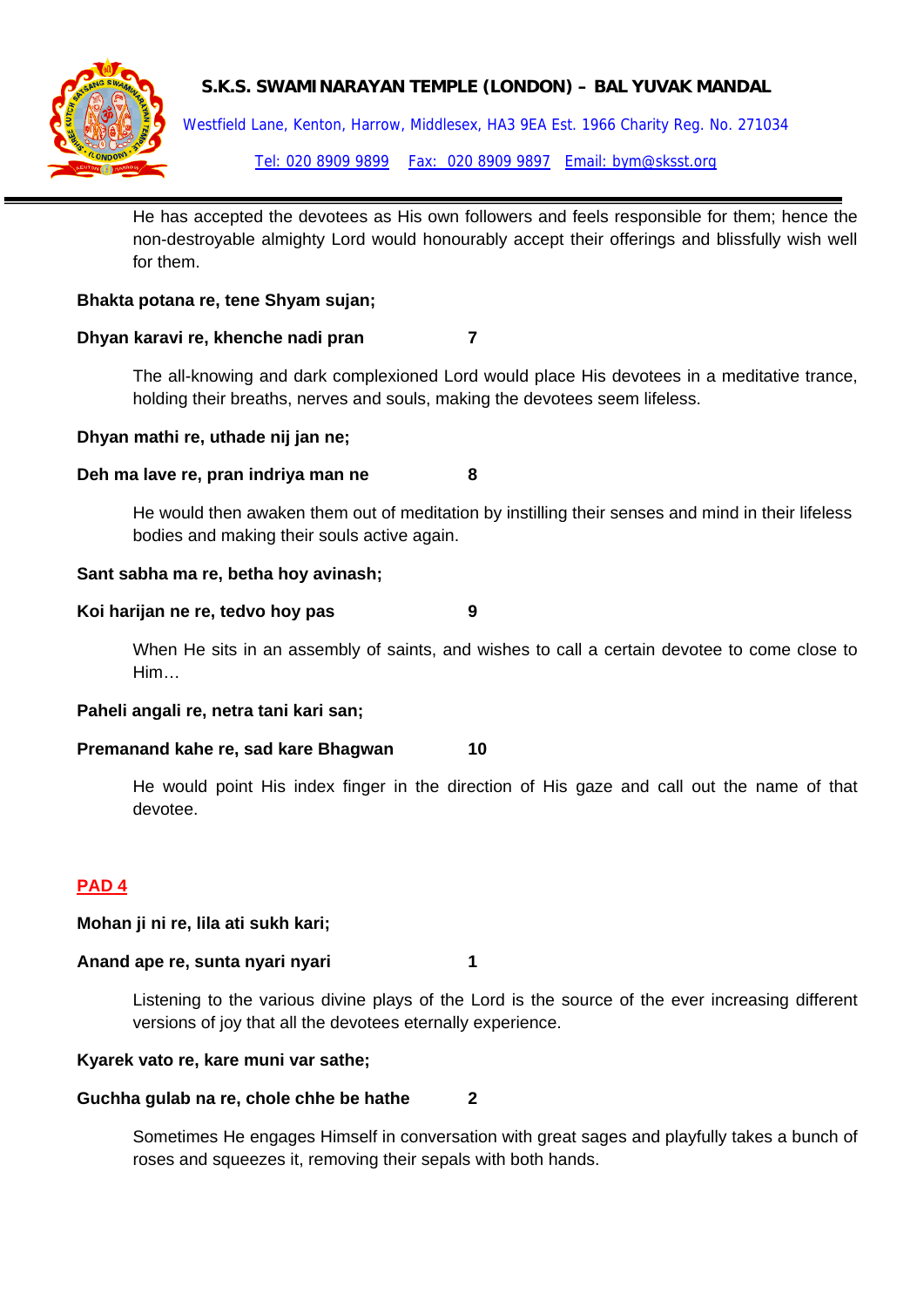He has accepted the devotees as His own followers and feels responsible for them; hence the non-destroyable almighty Lord would honourably accept their offerings and blissfully wish well for them.

**Bhakta potana re, tene Shyam sujan;**

**Dhyan karavi re, khenche nadi pran 7**

The all-knowing and dark complexioned Lord would place His devotees in a meditative trance, holding their breaths, nerves and souls, making the devotees seem lifeless.

**Dhyan mathi re, uthade nij jan ne;**

**Deh ma lave re, pran indriya man ne 8**

He would then awaken them out of meditation by instilling their senses and mind in their lifeless bodies and making their souls active again.

**Sant sabha ma re, betha hoy avinash;**

**Koi harijan ne re, tedvo hoy pas 9**

When He sits in an assembly of saints, and wishes to call a certain devotee to come close to Him…

**Paheli angali re, netra tani kari san;**

**Premanand kahe re, sad kare Bhagwan 10**

He would point His index finger in the direction of His gaze and call out the name of that devotee.

## PAD 4

**Mohan ji ni re, lila ati sukh kari;**

**Anand ape re, sunta nyari nyari 1**

Listening to the various divine plays of the Lord is the source of the ever increasing different versions of joy that all the devotees eternally experience.

**Kyarek vato re, kare muni var sathe;**

**Guchha gulab na re, chole chhe be hathe 2**

Sometimes He engages Himself in conversation with great sages and playfully takes a bunch of roses and squeezes it, removing their sepals with both hands.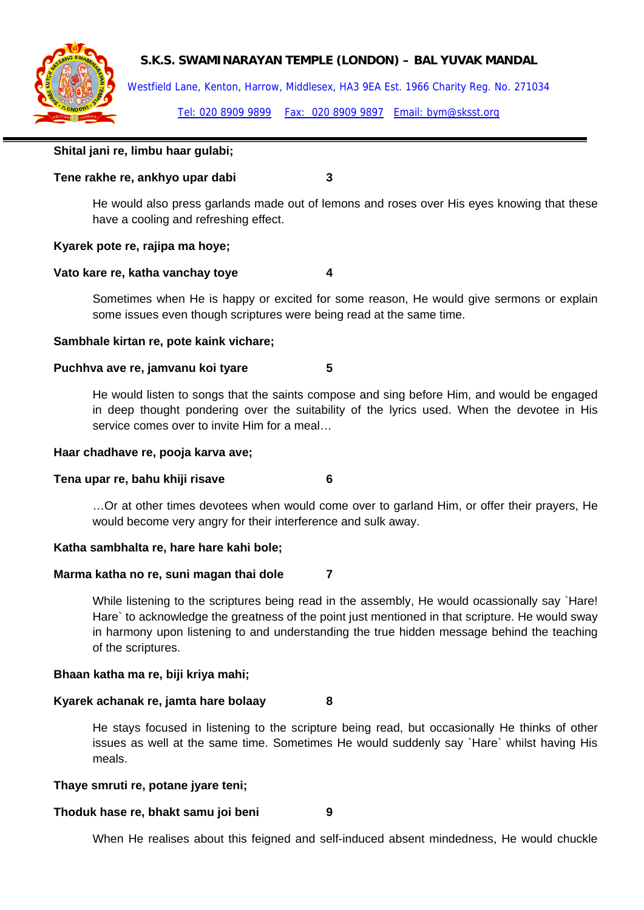**Shital jani re, limbu haar gulabi;**

**Tene rakhe re, ankhyo upar dabi** **3**

He would also press garlands made out of lemons and roses over His eyes knowing that these have a cooling and refreshing effect.

**Kyarek pote re, rajipa ma hoye;**

**Vato kare re, katha vanchay toye** **4**

Sometimes when He is happy or excited for some reason, He would give sermons or explain some issues even though scriptures were being read at the same time.

**Sambhale kirtan re, pote kaink vichare;**

**Puchhva ave re, jamvanu koi tyare** **5**

He would listen to songs that the saints compose and sing before Him, and would be engaged in deep thought pondering over the suitability of the lyrics used. When the devotee in His service comes over to invite Him for a meal…

**Haar chadhave re, pooja karva ave;**

**Tena upar re, bahu khiji risave** **6**

…Or at other times devotees when would come over to garland Him, or offer their prayers, He would become very angry for their interference and sulk away.

**Katha sambhalta re, hare hare kahi bole;**

**Marma katha no re, suni magan thai dole** **7**

While listening to the scriptures being read in the assembly, He would ocassionally say `Hare! Hare` to acknowledge the greatness of the point just mentioned in that scripture. He would sway in harmony upon listening to and understanding the true hidden message behind the teaching of the scriptures.

**Bhaan katha ma re, biji kriya mahi;**

**Kyarek achanak re, jamta hare bolaay** **8**

He stays focused in listening to the scripture being read, but occasionally He thinks of other issues as well at the same time. Sometimes He would suddenly say `Hare` whilst having His meals.

**Thaye smruti re, potane jyare teni;**

**Thoduk hase re, bhakt samu joi beni** **9**

When He realises about this feigned and self-induced absent mindedness, He would chuckle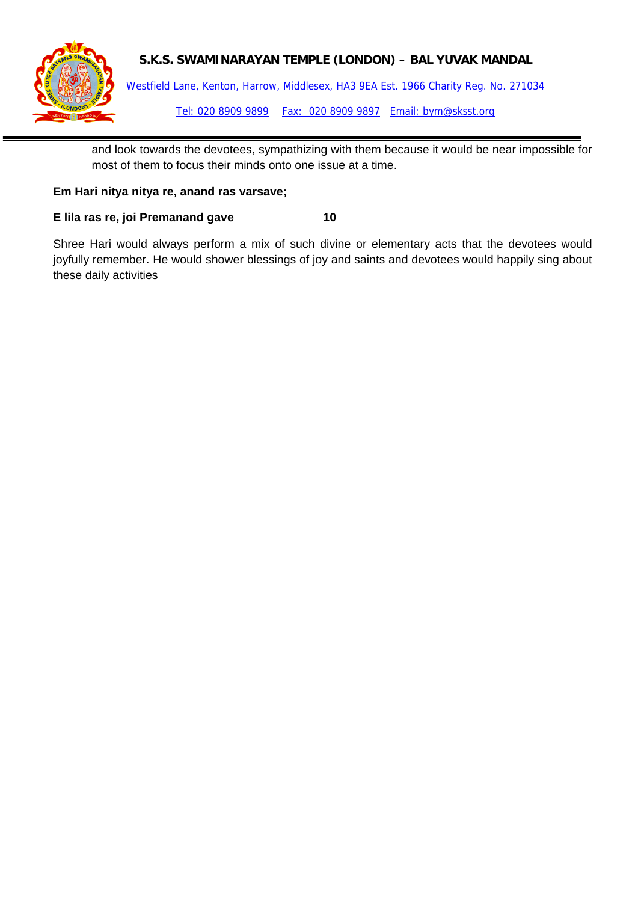and look towards the devotees, sympathizing with them because it would be near impossible for most of them to focus their minds onto one issue at a time.

**Em Hari nitya nitya re, anand ras varsave;**

**E lila ras re, joi Premanand gave 10**

Shree Hari would always perform a mix of such divine or elementary acts that the devotees would joyfully remember. He would shower blessings of joy and saints and devotees would happily sing about these daily activities